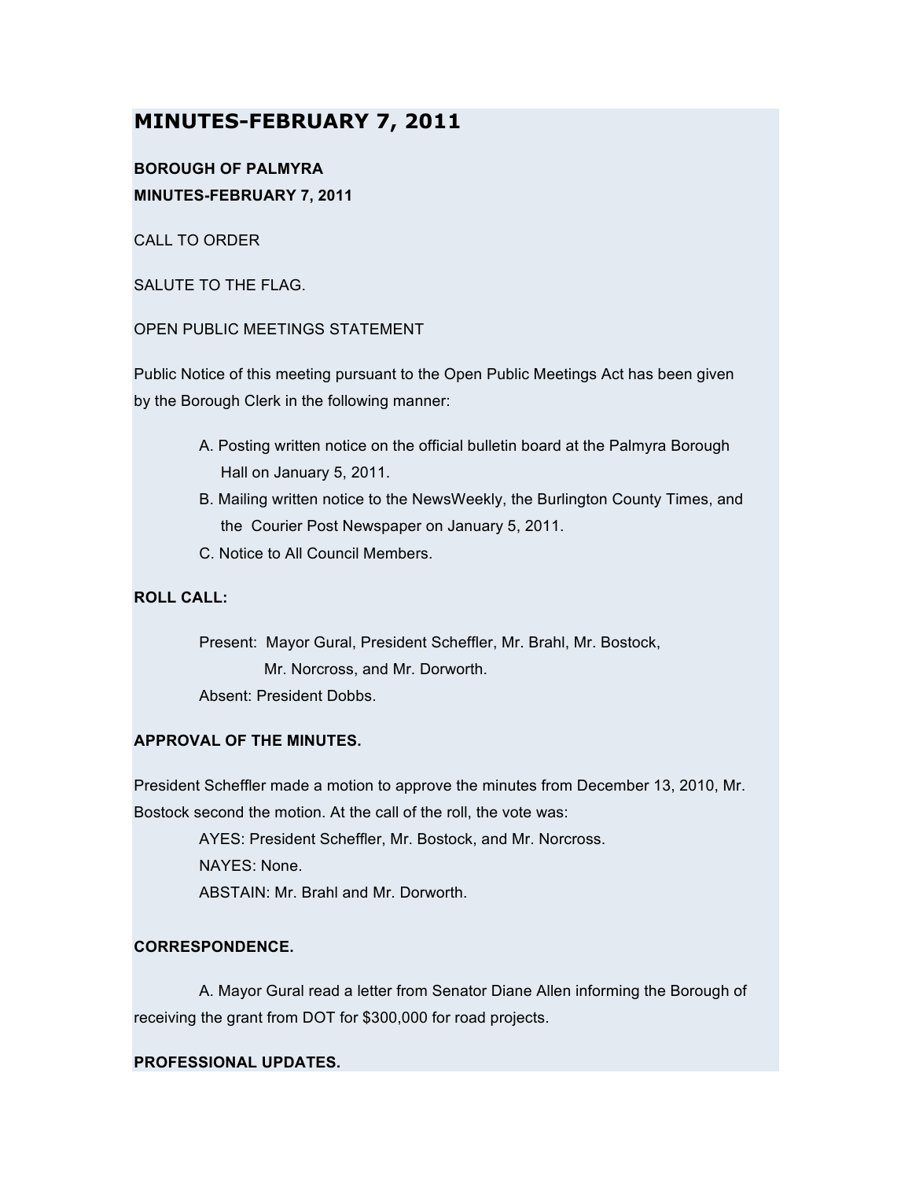# MINUTES-FEBRUARY 7, 2011

**BOROUGH OF PALMYRA**
**MINUTES-FEBRUARY 7, 2011**

CALL TO ORDER

SALUTE TO THE FLAG.

OPEN PUBLIC MEETINGS STATEMENT

Public Notice of this meeting pursuant to the Open Public Meetings Act has been given by the Borough Clerk in the following manner:

A. Posting written notice on the official bulletin board at the Palmyra Borough Hall on January 5, 2011.
B. Mailing written notice to the NewsWeekly, the Burlington County Times, and the Courier Post Newspaper on January 5, 2011.
C. Notice to All Council Members.

**ROLL CALL:**

Present: Mayor Gural, President Scheffler, Mr. Brahl, Mr. Bostock, Mr. Norcross, and Mr. Dorworth.
Absent: President Dobbs.

**APPROVAL OF THE MINUTES.**

President Scheffler made a motion to approve the minutes from December 13, 2010, Mr. Bostock second the motion. At the call of the roll, the vote was:

AYES: President Scheffler, Mr. Bostock, and Mr. Norcross.
NAYES: None.
ABSTAIN: Mr. Brahl and Mr. Dorworth.

**CORRESPONDENCE.**

A. Mayor Gural read a letter from Senator Diane Allen informing the Borough of receiving the grant from DOT for $300,000 for road projects.

**PROFESSIONAL UPDATES.**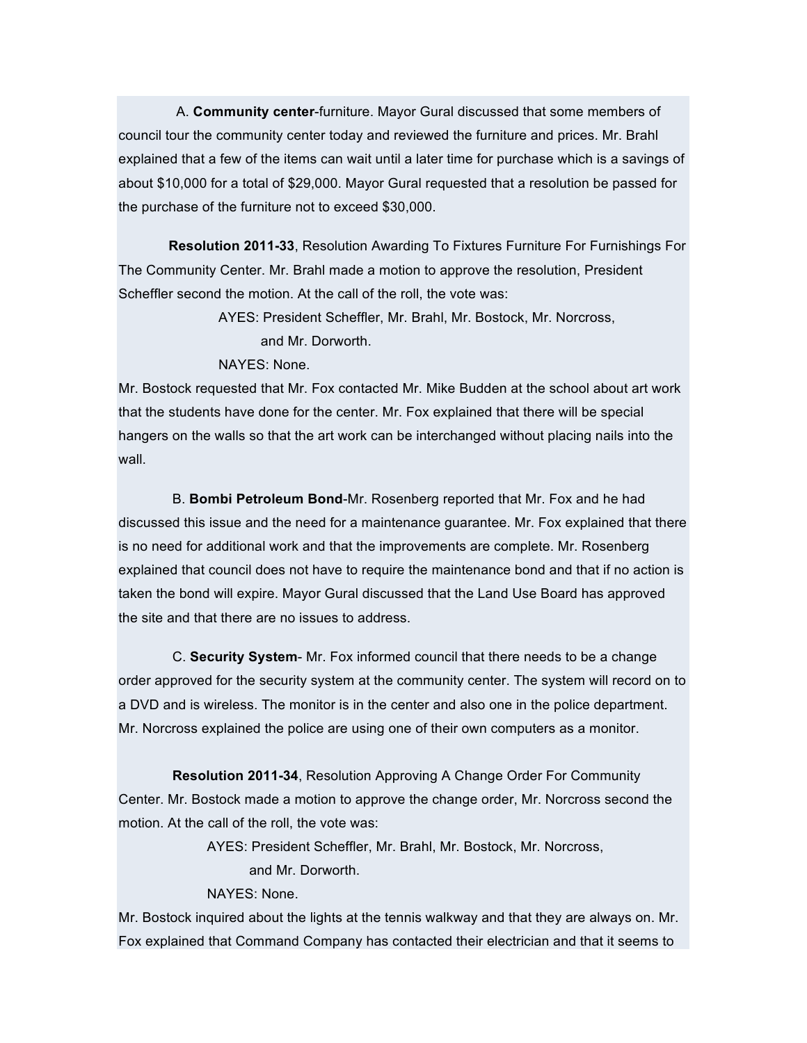A. **Community center**-furniture. Mayor Gural discussed that some members of council tour the community center today and reviewed the furniture and prices. Mr. Brahl explained that a few of the items can wait until a later time for purchase which is a savings of about $10,000 for a total of $29,000. Mayor Gural requested that a resolution be passed for the purchase of the furniture not to exceed $30,000.

**Resolution 2011-33**, Resolution Awarding To Fixtures Furniture For Furnishings For The Community Center. Mr. Brahl made a motion to approve the resolution, President Scheffler second the motion. At the call of the roll, the vote was:

AYES: President Scheffler, Mr. Brahl, Mr. Bostock, Mr. Norcross, and Mr. Dorworth.

NAYES: None.

Mr. Bostock requested that Mr. Fox contacted Mr. Mike Budden at the school about art work that the students have done for the center. Mr. Fox explained that there will be special hangers on the walls so that the art work can be interchanged without placing nails into the wall.

B. **Bombi Petroleum Bond**-Mr. Rosenberg reported that Mr. Fox and he had discussed this issue and the need for a maintenance guarantee. Mr. Fox explained that there is no need for additional work and that the improvements are complete. Mr. Rosenberg explained that council does not have to require the maintenance bond and that if no action is taken the bond will expire. Mayor Gural discussed that the Land Use Board has approved the site and that there are no issues to address.

C. **Security System**- Mr. Fox informed council that there needs to be a change order approved for the security system at the community center. The system will record on to a DVD and is wireless. The monitor is in the center and also one in the police department. Mr. Norcross explained the police are using one of their own computers as a monitor.

**Resolution 2011-34**, Resolution Approving A Change Order For Community Center. Mr. Bostock made a motion to approve the change order, Mr. Norcross second the motion. At the call of the roll, the vote was:

AYES: President Scheffler, Mr. Brahl, Mr. Bostock, Mr. Norcross, and Mr. Dorworth.

NAYES: None.

Mr. Bostock inquired about the lights at the tennis walkway and that they are always on. Mr. Fox explained that Command Company has contacted their electrician and that it seems to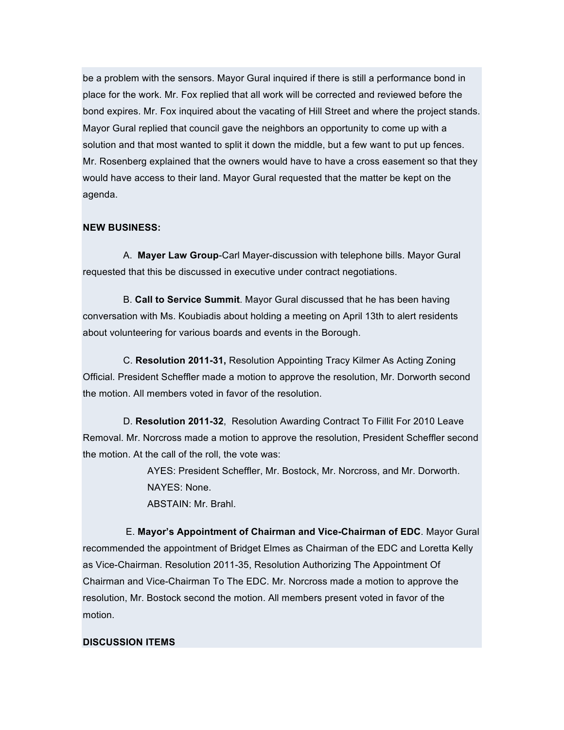be a problem with the sensors. Mayor Gural inquired if there is still a performance bond in place for the work. Mr. Fox replied that all work will be corrected and reviewed before the bond expires. Mr. Fox inquired about the vacating of Hill Street and where the project stands. Mayor Gural replied that council gave the neighbors an opportunity to come up with a solution and that most wanted to split it down the middle, but a few want to put up fences. Mr. Rosenberg explained that the owners would have to have a cross easement so that they would have access to their land. Mayor Gural requested that the matter be kept on the agenda.

**NEW BUSINESS:**

A. **Mayer Law Group**-Carl Mayer-discussion with telephone bills. Mayor Gural requested that this be discussed in executive under contract negotiations.

B. **Call to Service Summit**. Mayor Gural discussed that he has been having conversation with Ms. Koubiadis about holding a meeting on April 13th to alert residents about volunteering for various boards and events in the Borough.

C. **Resolution 2011-31,** Resolution Appointing Tracy Kilmer As Acting Zoning Official. President Scheffler made a motion to approve the resolution, Mr. Dorworth second the motion. All members voted in favor of the resolution.

D. **Resolution 2011-32**, Resolution Awarding Contract To Fillit For 2010 Leave Removal. Mr. Norcross made a motion to approve the resolution, President Scheffler second the motion. At the call of the roll, the vote was:

AYES: President Scheffler, Mr. Bostock, Mr. Norcross, and Mr. Dorworth.
NAYES: None.
ABSTAIN: Mr. Brahl.

E. **Mayor's Appointment of Chairman and Vice-Chairman of EDC**. Mayor Gural recommended the appointment of Bridget Elmes as Chairman of the EDC and Loretta Kelly as Vice-Chairman. Resolution 2011-35, Resolution Authorizing The Appointment Of Chairman and Vice-Chairman To The EDC. Mr. Norcross made a motion to approve the resolution, Mr. Bostock second the motion. All members present voted in favor of the motion.

**DISCUSSION ITEMS**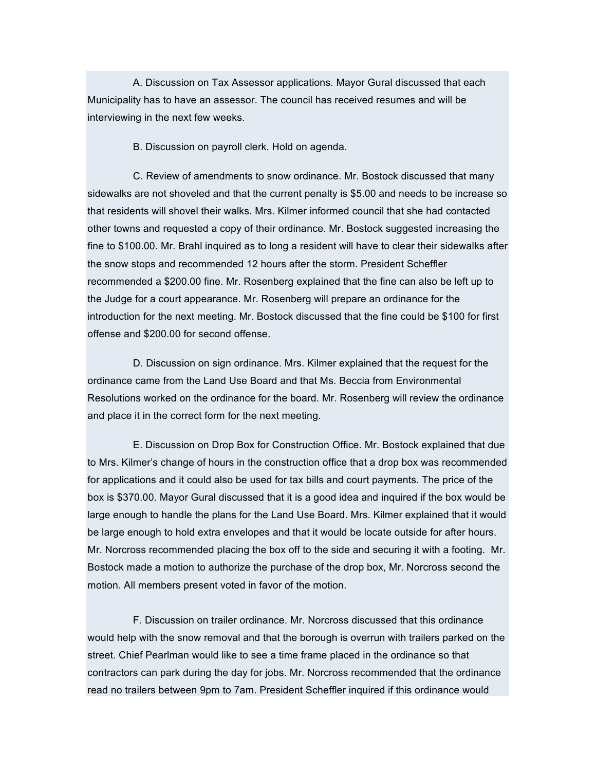A. Discussion on Tax Assessor applications. Mayor Gural discussed that each Municipality has to have an assessor. The council has received resumes and will be interviewing in the next few weeks.

B. Discussion on payroll clerk. Hold on agenda.

C. Review of amendments to snow ordinance. Mr. Bostock discussed that many sidewalks are not shoveled and that the current penalty is $5.00 and needs to be increase so that residents will shovel their walks. Mrs. Kilmer informed council that she had contacted other towns and requested a copy of their ordinance. Mr. Bostock suggested increasing the fine to $100.00. Mr. Brahl inquired as to long a resident will have to clear their sidewalks after the snow stops and recommended 12 hours after the storm. President Scheffler recommended a $200.00 fine. Mr. Rosenberg explained that the fine can also be left up to the Judge for a court appearance. Mr. Rosenberg will prepare an ordinance for the introduction for the next meeting. Mr. Bostock discussed that the fine could be $100 for first offense and $200.00 for second offense.

D. Discussion on sign ordinance. Mrs. Kilmer explained that the request for the ordinance came from the Land Use Board and that Ms. Beccia from Environmental Resolutions worked on the ordinance for the board. Mr. Rosenberg will review the ordinance and place it in the correct form for the next meeting.

E. Discussion on Drop Box for Construction Office. Mr. Bostock explained that due to Mrs. Kilmer's change of hours in the construction office that a drop box was recommended for applications and it could also be used for tax bills and court payments. The price of the box is $370.00. Mayor Gural discussed that it is a good idea and inquired if the box would be large enough to handle the plans for the Land Use Board. Mrs. Kilmer explained that it would be large enough to hold extra envelopes and that it would be locate outside for after hours. Mr. Norcross recommended placing the box off to the side and securing it with a footing. Mr. Bostock made a motion to authorize the purchase of the drop box, Mr. Norcross second the motion. All members present voted in favor of the motion.

F. Discussion on trailer ordinance. Mr. Norcross discussed that this ordinance would help with the snow removal and that the borough is overrun with trailers parked on the street. Chief Pearlman would like to see a time frame placed in the ordinance so that contractors can park during the day for jobs. Mr. Norcross recommended that the ordinance read no trailers between 9pm to 7am. President Scheffler inquired if this ordinance would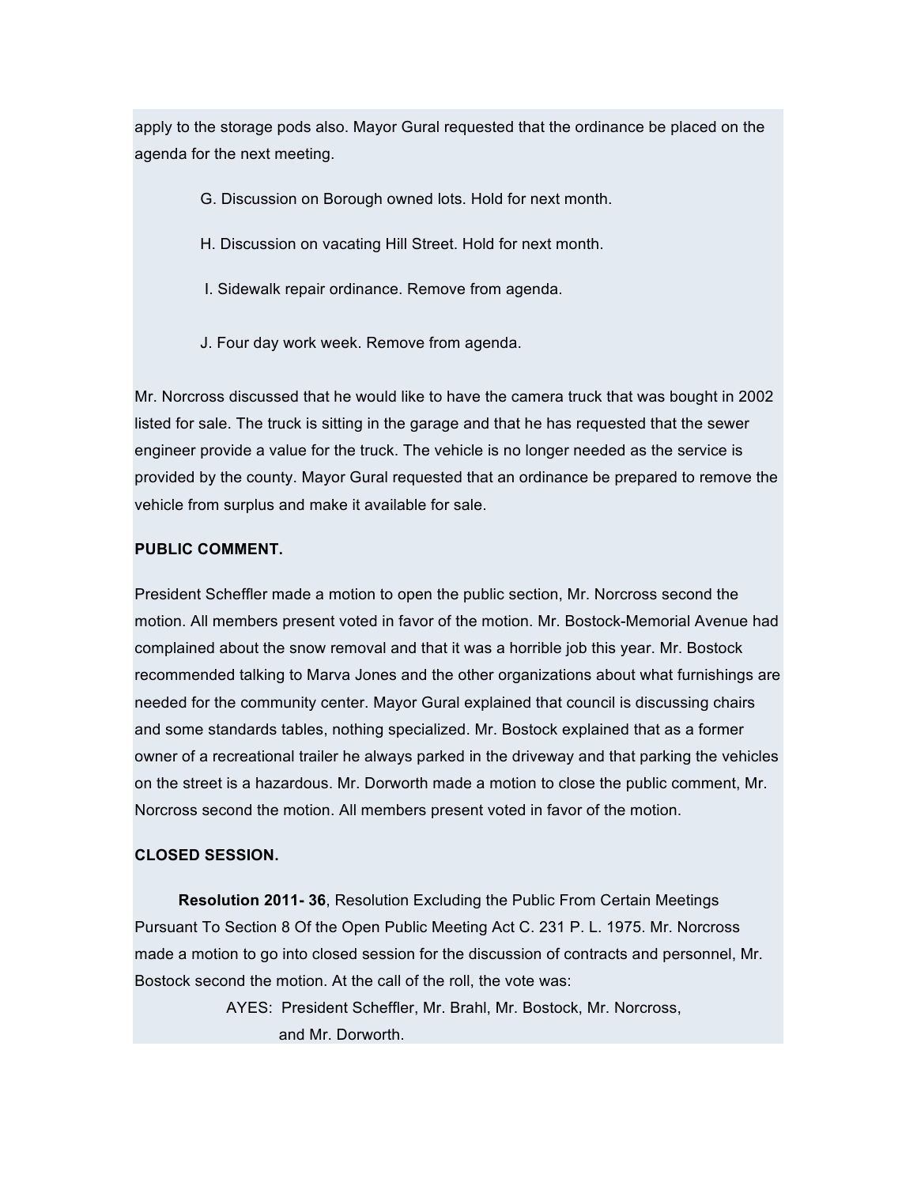apply to the storage pods also. Mayor Gural requested that the ordinance be placed on the agenda for the next meeting.

G. Discussion on Borough owned lots. Hold for next month.

H. Discussion on vacating Hill Street. Hold for next month.

I. Sidewalk repair ordinance. Remove from agenda.

J. Four day work week. Remove from agenda.

Mr. Norcross discussed that he would like to have the camera truck that was bought in 2002 listed for sale. The truck is sitting in the garage and that he has requested that the sewer engineer provide a value for the truck. The vehicle is no longer needed as the service is provided by the county. Mayor Gural requested that an ordinance be prepared to remove the vehicle from surplus and make it available for sale.

**PUBLIC COMMENT.**

President Scheffler made a motion to open the public section, Mr. Norcross second the motion. All members present voted in favor of the motion. Mr. Bostock-Memorial Avenue had complained about the snow removal and that it was a horrible job this year. Mr. Bostock recommended talking to Marva Jones and the other organizations about what furnishings are needed for the community center. Mayor Gural explained that council is discussing chairs and some standards tables, nothing specialized. Mr. Bostock explained that as a former owner of a recreational trailer he always parked in the driveway and that parking the vehicles on the street is a hazardous. Mr. Dorworth made a motion to close the public comment, Mr. Norcross second the motion. All members present voted in favor of the motion.

**CLOSED SESSION.**

**Resolution 2011- 36**, Resolution Excluding the Public From Certain Meetings Pursuant To Section 8 Of the Open Public Meeting Act C. 231 P. L. 1975. Mr. Norcross made a motion to go into closed session for the discussion of contracts and personnel, Mr. Bostock second the motion. At the call of the roll, the vote was:

AYES: President Scheffler, Mr. Brahl, Mr. Bostock, Mr. Norcross, and Mr. Dorworth.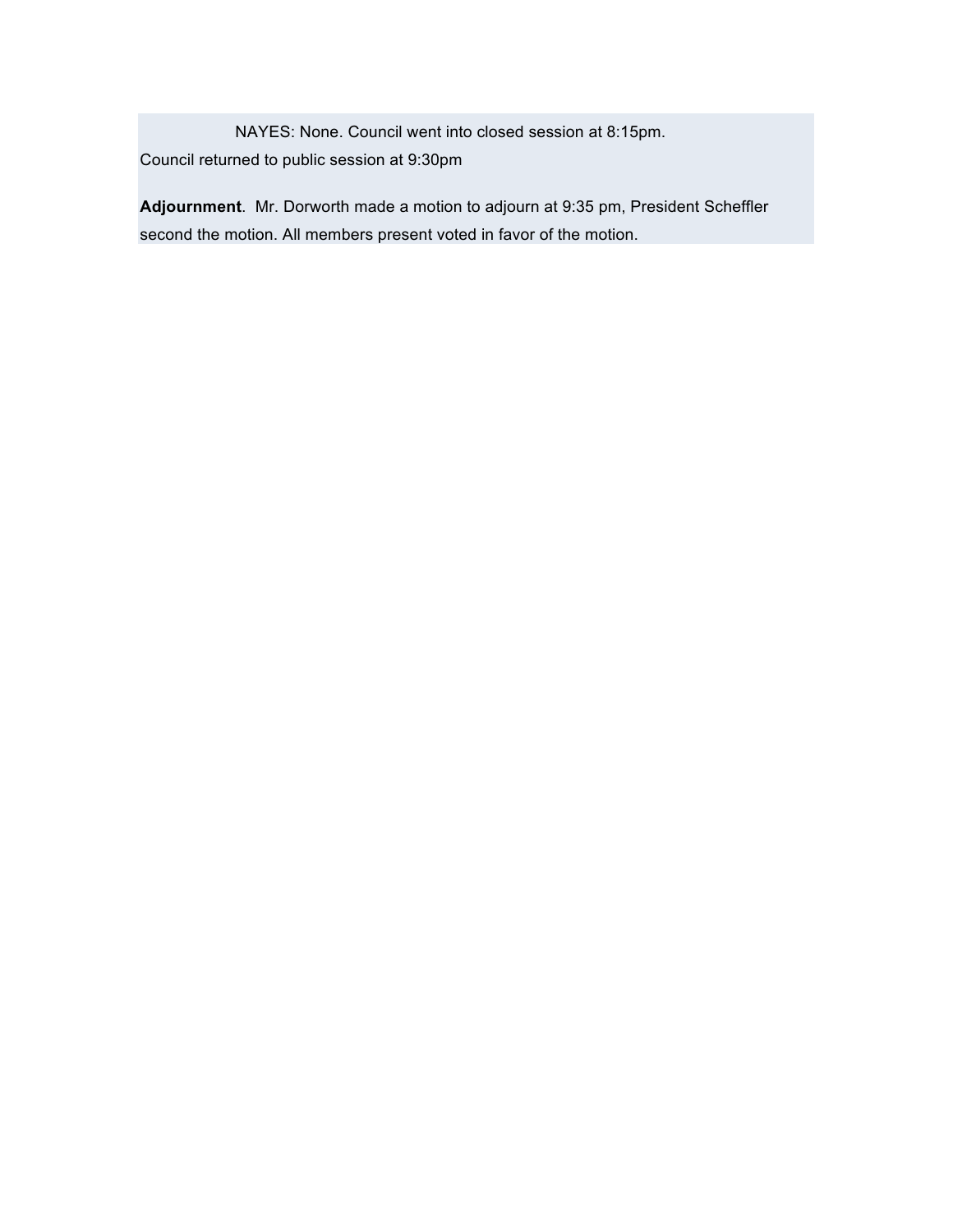NAYES: None. Council went into closed session at 8:15pm.
Council returned to public session at 9:30pm

**Adjournment**. Mr. Dorworth made a motion to adjourn at 9:35 pm, President Scheffler second the motion. All members present voted in favor of the motion.